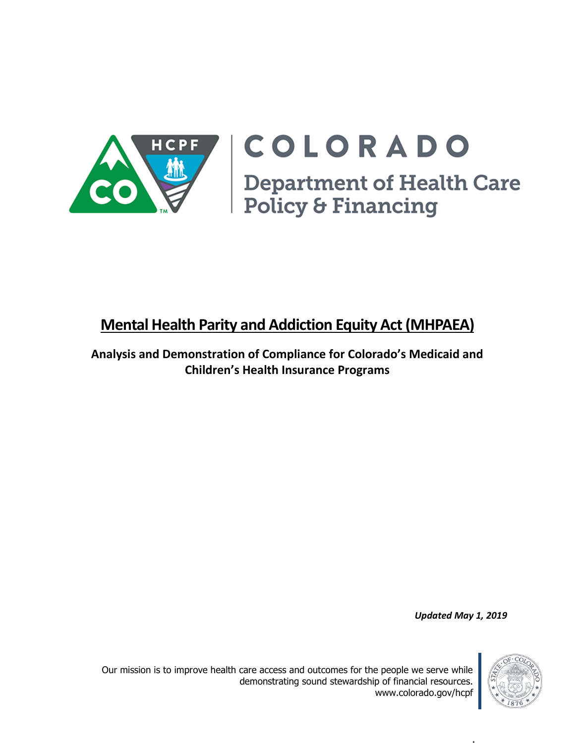COLORADO

Department of Health Care Policy & Financing

# Mental Health Parity and Addiction Equity Act (MHPAEA)

**Analysis and Demonstration of Compliance for Colorado's Medicaid and Children's Health Insurance Programs**

***Updated May 1, 2019***

Our mission is to improve health care access and outcomes for the people we serve while demonstrating sound stewardship of financial resources.
www.colorado.gov/hcpf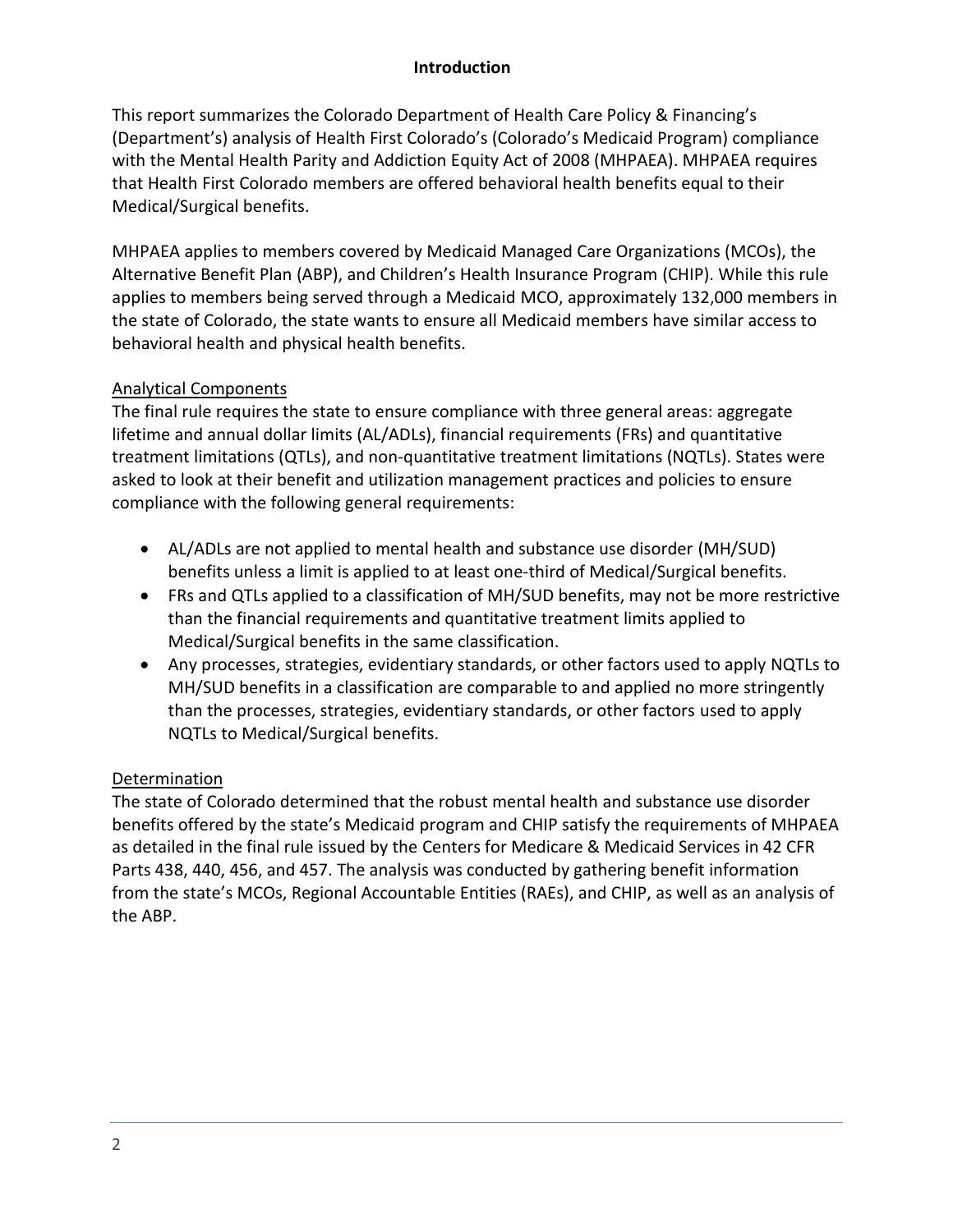## Introduction

This report summarizes the Colorado Department of Health Care Policy & Financing's (Department's) analysis of Health First Colorado's (Colorado's Medicaid Program) compliance with the Mental Health Parity and Addiction Equity Act of 2008 (MHPAEA). MHPAEA requires that Health First Colorado members are offered behavioral health benefits equal to their Medical/Surgical benefits.

MHPAEA applies to members covered by Medicaid Managed Care Organizations (MCOs), the Alternative Benefit Plan (ABP), and Children's Health Insurance Program (CHIP). While this rule applies to members being served through a Medicaid MCO, approximately 132,000 members in the state of Colorado, the state wants to ensure all Medicaid members have similar access to behavioral health and physical health benefits.

### Analytical Components

The final rule requires the state to ensure compliance with three general areas: aggregate lifetime and annual dollar limits (AL/ADLs), financial requirements (FRs) and quantitative treatment limitations (QTLs), and non-quantitative treatment limitations (NQTLs). States were asked to look at their benefit and utilization management practices and policies to ensure compliance with the following general requirements:

- AL/ADLs are not applied to mental health and substance use disorder (MH/SUD) benefits unless a limit is applied to at least one-third of Medical/Surgical benefits.
- FRs and QTLs applied to a classification of MH/SUD benefits, may not be more restrictive than the financial requirements and quantitative treatment limits applied to Medical/Surgical benefits in the same classification.
- Any processes, strategies, evidentiary standards, or other factors used to apply NQTLs to MH/SUD benefits in a classification are comparable to and applied no more stringently than the processes, strategies, evidentiary standards, or other factors used to apply NQTLs to Medical/Surgical benefits.

### Determination

The state of Colorado determined that the robust mental health and substance use disorder benefits offered by the state's Medicaid program and CHIP satisfy the requirements of MHPAEA as detailed in the final rule issued by the Centers for Medicare & Medicaid Services in 42 CFR Parts 438, 440, 456, and 457. The analysis was conducted by gathering benefit information from the state's MCOs, Regional Accountable Entities (RAEs), and CHIP, as well as an analysis of the ABP.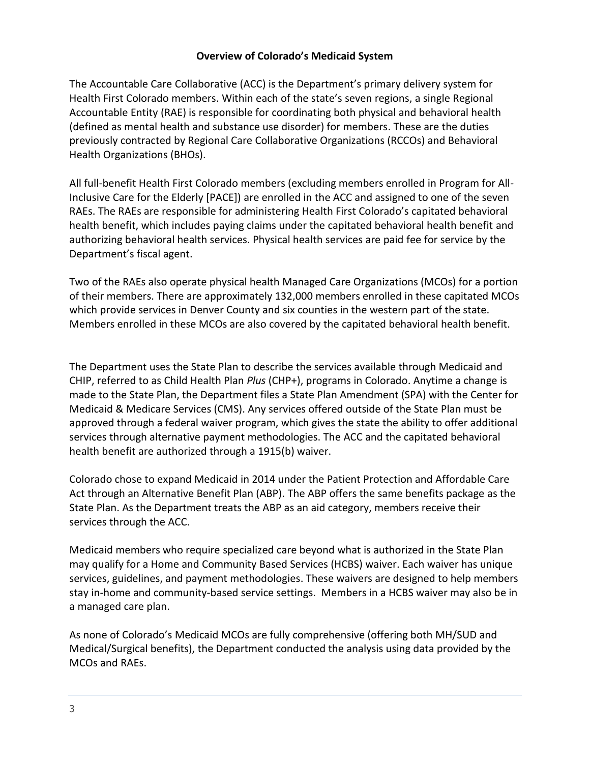## Overview of Colorado's Medicaid System

The Accountable Care Collaborative (ACC) is the Department's primary delivery system for Health First Colorado members. Within each of the state's seven regions, a single Regional Accountable Entity (RAE) is responsible for coordinating both physical and behavioral health (defined as mental health and substance use disorder) for members. These are the duties previously contracted by Regional Care Collaborative Organizations (RCCOs) and Behavioral Health Organizations (BHOs).

All full-benefit Health First Colorado members (excluding members enrolled in Program for All-Inclusive Care for the Elderly [PACE]) are enrolled in the ACC and assigned to one of the seven RAEs. The RAEs are responsible for administering Health First Colorado's capitated behavioral health benefit, which includes paying claims under the capitated behavioral health benefit and authorizing behavioral health services. Physical health services are paid fee for service by the Department's fiscal agent.

Two of the RAEs also operate physical health Managed Care Organizations (MCOs) for a portion of their members. There are approximately 132,000 members enrolled in these capitated MCOs which provide services in Denver County and six counties in the western part of the state. Members enrolled in these MCOs are also covered by the capitated behavioral health benefit.

The Department uses the State Plan to describe the services available through Medicaid and CHIP, referred to as Child Health Plan *Plus* (CHP+), programs in Colorado. Anytime a change is made to the State Plan, the Department files a State Plan Amendment (SPA) with the Center for Medicaid & Medicare Services (CMS). Any services offered outside of the State Plan must be approved through a federal waiver program, which gives the state the ability to offer additional services through alternative payment methodologies. The ACC and the capitated behavioral health benefit are authorized through a 1915(b) waiver.

Colorado chose to expand Medicaid in 2014 under the Patient Protection and Affordable Care Act through an Alternative Benefit Plan (ABP). The ABP offers the same benefits package as the State Plan. As the Department treats the ABP as an aid category, members receive their services through the ACC.

Medicaid members who require specialized care beyond what is authorized in the State Plan may qualify for a Home and Community Based Services (HCBS) waiver. Each waiver has unique services, guidelines, and payment methodologies. These waivers are designed to help members stay in-home and community-based service settings. Members in a HCBS waiver may also be in a managed care plan.

As none of Colorado's Medicaid MCOs are fully comprehensive (offering both MH/SUD and Medical/Surgical benefits), the Department conducted the analysis using data provided by the MCOs and RAEs.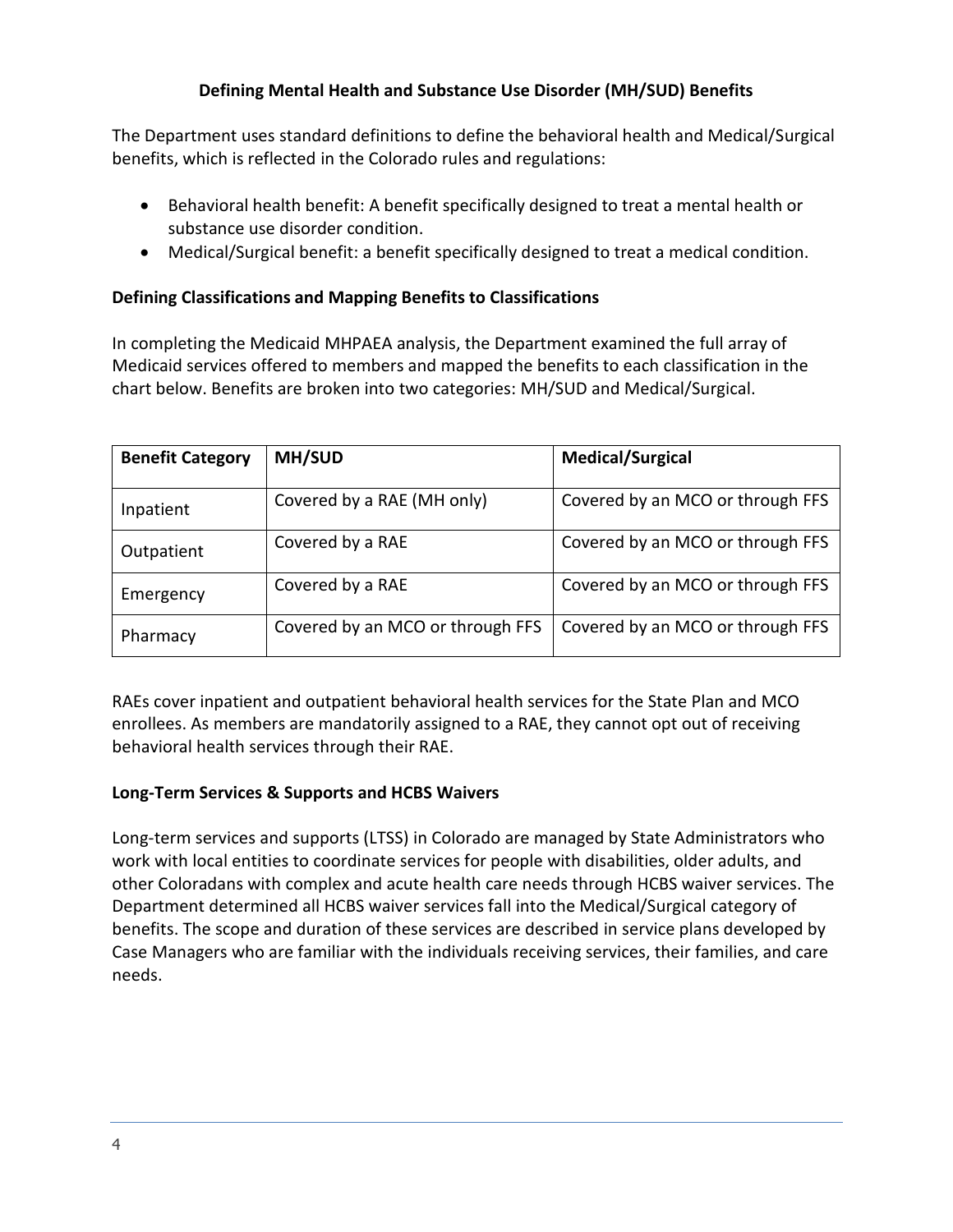## Defining Mental Health and Substance Use Disorder (MH/SUD) Benefits

The Department uses standard definitions to define the behavioral health and Medical/Surgical benefits, which is reflected in the Colorado rules and regulations:

- Behavioral health benefit: A benefit specifically designed to treat a mental health or substance use disorder condition.
- Medical/Surgical benefit: a benefit specifically designed to treat a medical condition.

### Defining Classifications and Mapping Benefits to Classifications

In completing the Medicaid MHPAEA analysis, the Department examined the full array of Medicaid services offered to members and mapped the benefits to each classification in the chart below. Benefits are broken into two categories: MH/SUD and Medical/Surgical.

| Benefit Category | MH/SUD | Medical/Surgical |
|---|---|---|
| Inpatient | Covered by a RAE (MH only) | Covered by an MCO or through FFS |
| Outpatient | Covered by a RAE | Covered by an MCO or through FFS |
| Emergency | Covered by a RAE | Covered by an MCO or through FFS |
| Pharmacy | Covered by an MCO or through FFS | Covered by an MCO or through FFS |

RAEs cover inpatient and outpatient behavioral health services for the State Plan and MCO enrollees. As members are mandatorily assigned to a RAE, they cannot opt out of receiving behavioral health services through their RAE.

### Long-Term Services & Supports and HCBS Waivers

Long-term services and supports (LTSS) in Colorado are managed by State Administrators who work with local entities to coordinate services for people with disabilities, older adults, and other Coloradans with complex and acute health care needs through HCBS waiver services. The Department determined all HCBS waiver services fall into the Medical/Surgical category of benefits. The scope and duration of these services are described in service plans developed by Case Managers who are familiar with the individuals receiving services, their families, and care needs.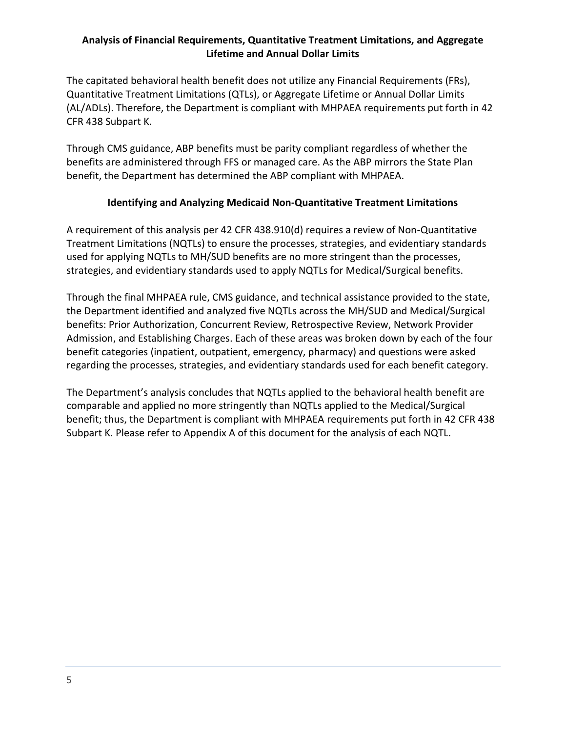## Analysis of Financial Requirements, Quantitative Treatment Limitations, and Aggregate Lifetime and Annual Dollar Limits

The capitated behavioral health benefit does not utilize any Financial Requirements (FRs), Quantitative Treatment Limitations (QTLs), or Aggregate Lifetime or Annual Dollar Limits (AL/ADLs). Therefore, the Department is compliant with MHPAEA requirements put forth in 42 CFR 438 Subpart K.

Through CMS guidance, ABP benefits must be parity compliant regardless of whether the benefits are administered through FFS or managed care. As the ABP mirrors the State Plan benefit, the Department has determined the ABP compliant with MHPAEA.

## Identifying and Analyzing Medicaid Non-Quantitative Treatment Limitations

A requirement of this analysis per 42 CFR 438.910(d) requires a review of Non-Quantitative Treatment Limitations (NQTLs) to ensure the processes, strategies, and evidentiary standards used for applying NQTLs to MH/SUD benefits are no more stringent than the processes, strategies, and evidentiary standards used to apply NQTLs for Medical/Surgical benefits.

Through the final MHPAEA rule, CMS guidance, and technical assistance provided to the state, the Department identified and analyzed five NQTLs across the MH/SUD and Medical/Surgical benefits: Prior Authorization, Concurrent Review, Retrospective Review, Network Provider Admission, and Establishing Charges. Each of these areas was broken down by each of the four benefit categories (inpatient, outpatient, emergency, pharmacy) and questions were asked regarding the processes, strategies, and evidentiary standards used for each benefit category.

The Department's analysis concludes that NQTLs applied to the behavioral health benefit are comparable and applied no more stringently than NQTLs applied to the Medical/Surgical benefit; thus, the Department is compliant with MHPAEA requirements put forth in 42 CFR 438 Subpart K. Please refer to Appendix A of this document for the analysis of each NQTL.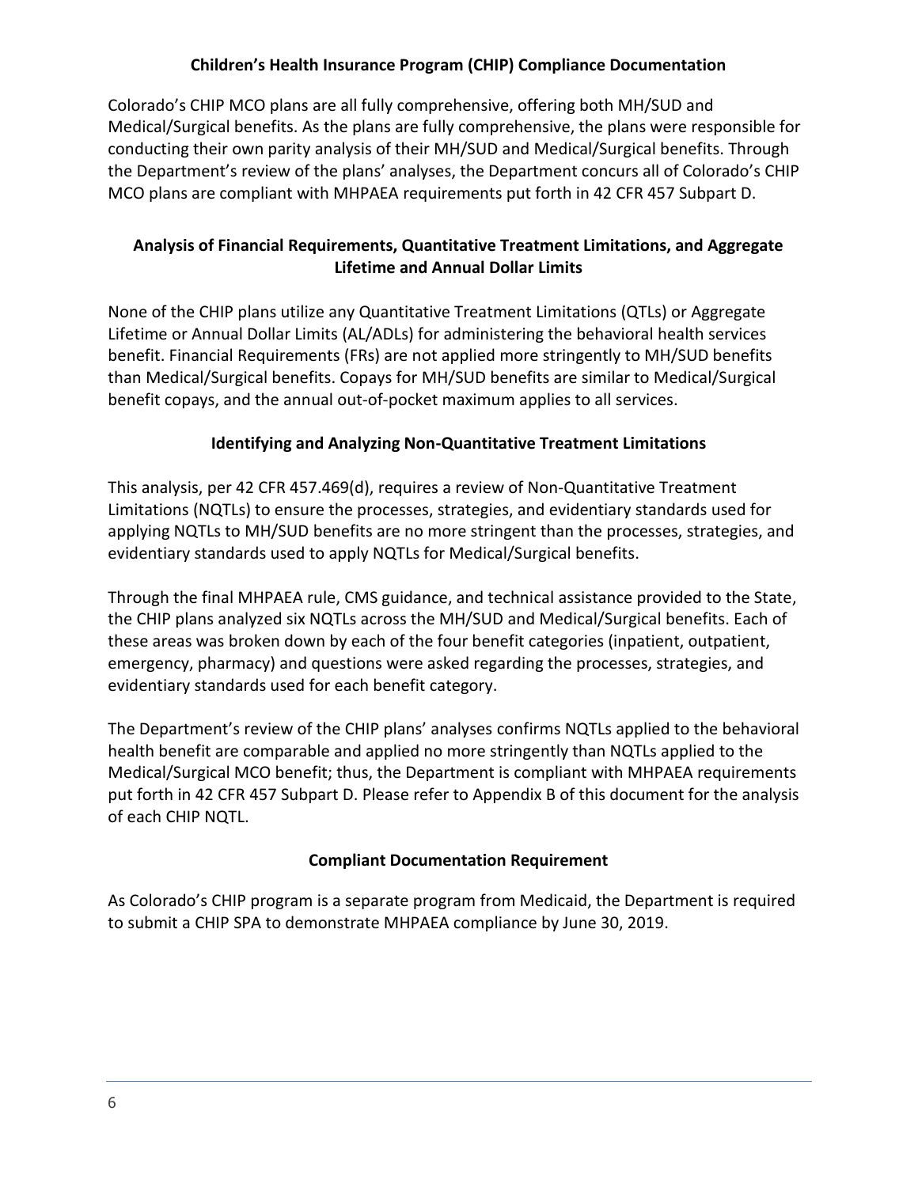## Children's Health Insurance Program (CHIP) Compliance Documentation

Colorado's CHIP MCO plans are all fully comprehensive, offering both MH/SUD and Medical/Surgical benefits. As the plans are fully comprehensive, the plans were responsible for conducting their own parity analysis of their MH/SUD and Medical/Surgical benefits. Through the Department's review of the plans' analyses, the Department concurs all of Colorado's CHIP MCO plans are compliant with MHPAEA requirements put forth in 42 CFR 457 Subpart D.

### Analysis of Financial Requirements, Quantitative Treatment Limitations, and Aggregate Lifetime and Annual Dollar Limits

None of the CHIP plans utilize any Quantitative Treatment Limitations (QTLs) or Aggregate Lifetime or Annual Dollar Limits (AL/ADLs) for administering the behavioral health services benefit. Financial Requirements (FRs) are not applied more stringently to MH/SUD benefits than Medical/Surgical benefits. Copays for MH/SUD benefits are similar to Medical/Surgical benefit copays, and the annual out-of-pocket maximum applies to all services.

### Identifying and Analyzing Non-Quantitative Treatment Limitations

This analysis, per 42 CFR 457.469(d), requires a review of Non-Quantitative Treatment Limitations (NQTLs) to ensure the processes, strategies, and evidentiary standards used for applying NQTLs to MH/SUD benefits are no more stringent than the processes, strategies, and evidentiary standards used to apply NQTLs for Medical/Surgical benefits.

Through the final MHPAEA rule, CMS guidance, and technical assistance provided to the State, the CHIP plans analyzed six NQTLs across the MH/SUD and Medical/Surgical benefits. Each of these areas was broken down by each of the four benefit categories (inpatient, outpatient, emergency, pharmacy) and questions were asked regarding the processes, strategies, and evidentiary standards used for each benefit category.

The Department's review of the CHIP plans' analyses confirms NQTLs applied to the behavioral health benefit are comparable and applied no more stringently than NQTLs applied to the Medical/Surgical MCO benefit; thus, the Department is compliant with MHPAEA requirements put forth in 42 CFR 457 Subpart D. Please refer to Appendix B of this document for the analysis of each CHIP NQTL.

### Compliant Documentation Requirement

As Colorado's CHIP program is a separate program from Medicaid, the Department is required to submit a CHIP SPA to demonstrate MHPAEA compliance by June 30, 2019.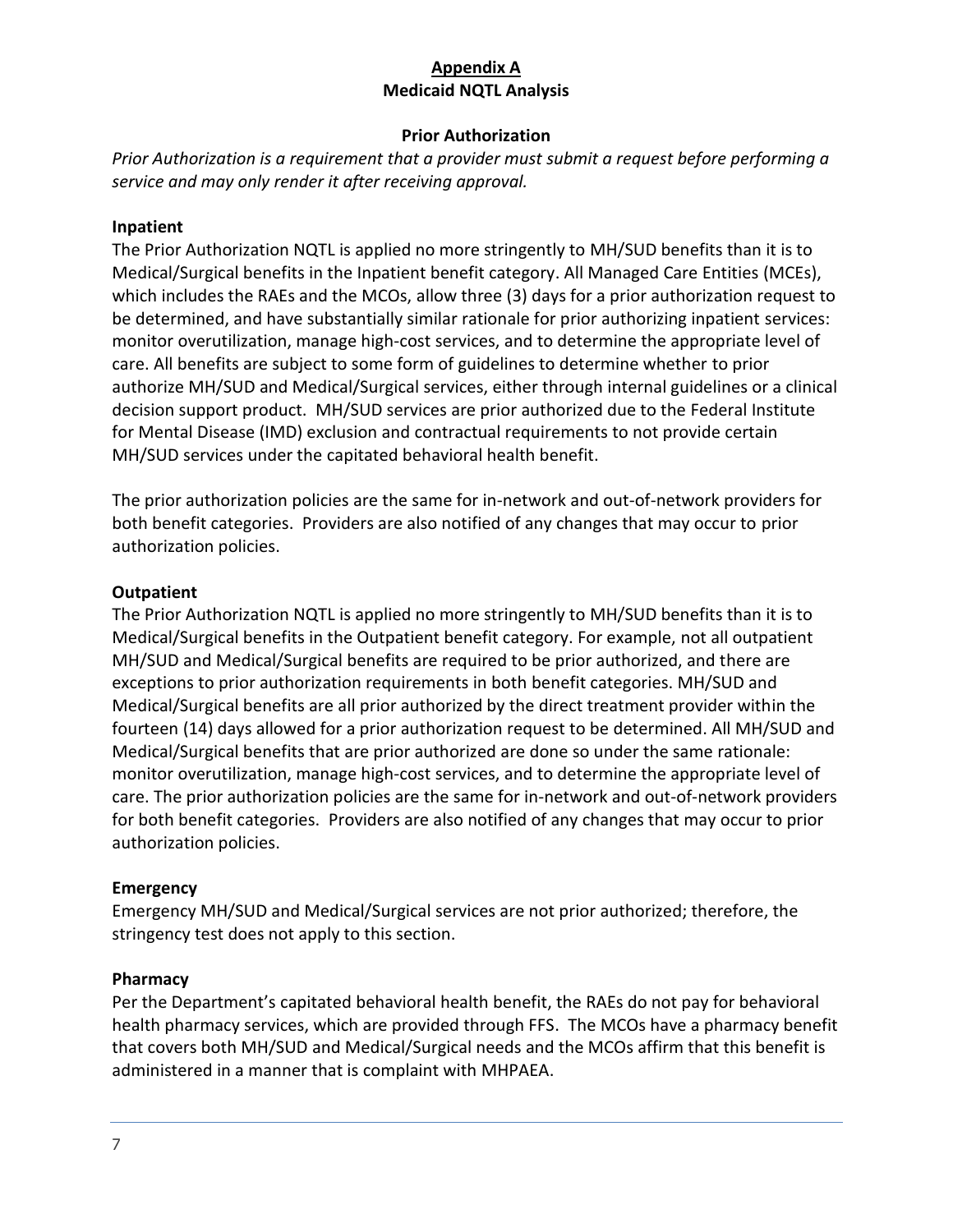## Appendix A

## Medicaid NQTL Analysis

### Prior Authorization

*Prior Authorization is a requirement that a provider must submit a request before performing a service and may only render it after receiving approval.*

**Inpatient**

The Prior Authorization NQTL is applied no more stringently to MH/SUD benefits than it is to Medical/Surgical benefits in the Inpatient benefit category. All Managed Care Entities (MCEs), which includes the RAEs and the MCOs, allow three (3) days for a prior authorization request to be determined, and have substantially similar rationale for prior authorizing inpatient services: monitor overutilization, manage high-cost services, and to determine the appropriate level of care. All benefits are subject to some form of guidelines to determine whether to prior authorize MH/SUD and Medical/Surgical services, either through internal guidelines or a clinical decision support product. MH/SUD services are prior authorized due to the Federal Institute for Mental Disease (IMD) exclusion and contractual requirements to not provide certain MH/SUD services under the capitated behavioral health benefit.

The prior authorization policies are the same for in-network and out-of-network providers for both benefit categories. Providers are also notified of any changes that may occur to prior authorization policies.

**Outpatient**

The Prior Authorization NQTL is applied no more stringently to MH/SUD benefits than it is to Medical/Surgical benefits in the Outpatient benefit category. For example, not all outpatient MH/SUD and Medical/Surgical benefits are required to be prior authorized, and there are exceptions to prior authorization requirements in both benefit categories. MH/SUD and Medical/Surgical benefits are all prior authorized by the direct treatment provider within the fourteen (14) days allowed for a prior authorization request to be determined. All MH/SUD and Medical/Surgical benefits that are prior authorized are done so under the same rationale: monitor overutilization, manage high-cost services, and to determine the appropriate level of care. The prior authorization policies are the same for in-network and out-of-network providers for both benefit categories. Providers are also notified of any changes that may occur to prior authorization policies.

**Emergency**

Emergency MH/SUD and Medical/Surgical services are not prior authorized; therefore, the stringency test does not apply to this section.

**Pharmacy**

Per the Department's capitated behavioral health benefit, the RAEs do not pay for behavioral health pharmacy services, which are provided through FFS. The MCOs have a pharmacy benefit that covers both MH/SUD and Medical/Surgical needs and the MCOs affirm that this benefit is administered in a manner that is complaint with MHPAEA.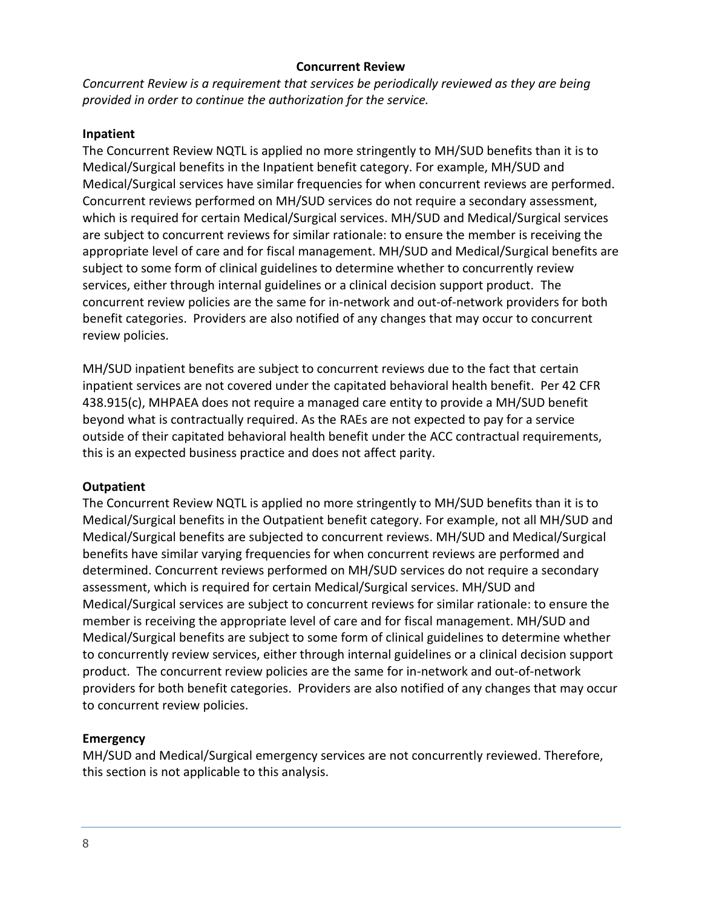## Concurrent Review

*Concurrent Review is a requirement that services be periodically reviewed as they are being provided in order to continue the authorization for the service.*

### Inpatient

The Concurrent Review NQTL is applied no more stringently to MH/SUD benefits than it is to Medical/Surgical benefits in the Inpatient benefit category. For example, MH/SUD and Medical/Surgical services have similar frequencies for when concurrent reviews are performed. Concurrent reviews performed on MH/SUD services do not require a secondary assessment, which is required for certain Medical/Surgical services. MH/SUD and Medical/Surgical services are subject to concurrent reviews for similar rationale: to ensure the member is receiving the appropriate level of care and for fiscal management. MH/SUD and Medical/Surgical benefits are subject to some form of clinical guidelines to determine whether to concurrently review services, either through internal guidelines or a clinical decision support product. The concurrent review policies are the same for in-network and out-of-network providers for both benefit categories. Providers are also notified of any changes that may occur to concurrent review policies.

MH/SUD inpatient benefits are subject to concurrent reviews due to the fact that certain inpatient services are not covered under the capitated behavioral health benefit. Per 42 CFR 438.915(c), MHPAEA does not require a managed care entity to provide a MH/SUD benefit beyond what is contractually required. As the RAEs are not expected to pay for a service outside of their capitated behavioral health benefit under the ACC contractual requirements, this is an expected business practice and does not affect parity.

### Outpatient

The Concurrent Review NQTL is applied no more stringently to MH/SUD benefits than it is to Medical/Surgical benefits in the Outpatient benefit category. For example, not all MH/SUD and Medical/Surgical benefits are subjected to concurrent reviews. MH/SUD and Medical/Surgical benefits have similar varying frequencies for when concurrent reviews are performed and determined. Concurrent reviews performed on MH/SUD services do not require a secondary assessment, which is required for certain Medical/Surgical services. MH/SUD and Medical/Surgical services are subject to concurrent reviews for similar rationale: to ensure the member is receiving the appropriate level of care and for fiscal management. MH/SUD and Medical/Surgical benefits are subject to some form of clinical guidelines to determine whether to concurrently review services, either through internal guidelines or a clinical decision support product. The concurrent review policies are the same for in-network and out-of-network providers for both benefit categories. Providers are also notified of any changes that may occur to concurrent review policies.

### Emergency

MH/SUD and Medical/Surgical emergency services are not concurrently reviewed. Therefore, this section is not applicable to this analysis.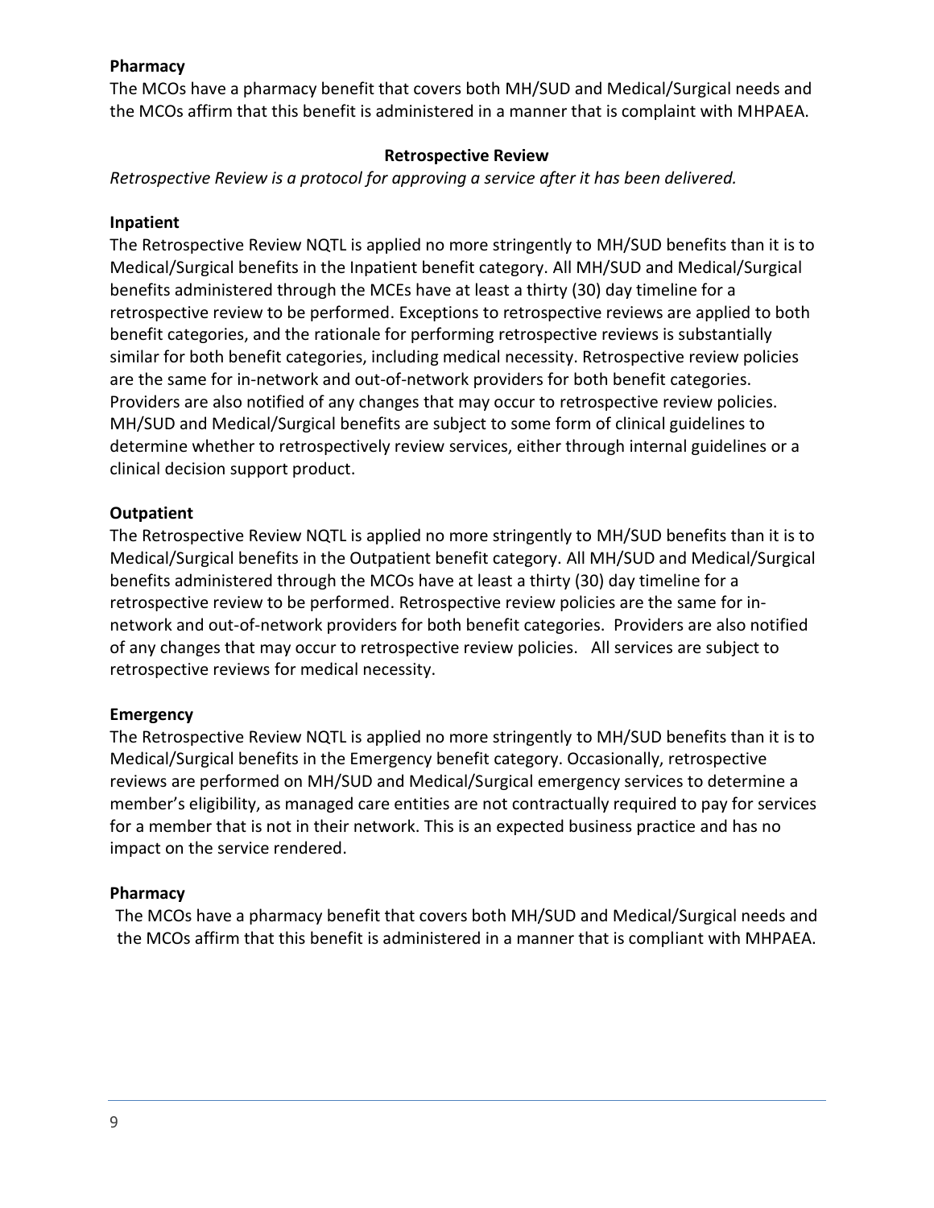**Pharmacy**

The MCOs have a pharmacy benefit that covers both MH/SUD and Medical/Surgical needs and the MCOs affirm that this benefit is administered in a manner that is complaint with MHPAEA.

## Retrospective Review

*Retrospective Review is a protocol for approving a service after it has been delivered.*

**Inpatient**

The Retrospective Review NQTL is applied no more stringently to MH/SUD benefits than it is to Medical/Surgical benefits in the Inpatient benefit category. All MH/SUD and Medical/Surgical benefits administered through the MCEs have at least a thirty (30) day timeline for a retrospective review to be performed. Exceptions to retrospective reviews are applied to both benefit categories, and the rationale for performing retrospective reviews is substantially similar for both benefit categories, including medical necessity. Retrospective review policies are the same for in-network and out-of-network providers for both benefit categories. Providers are also notified of any changes that may occur to retrospective review policies. MH/SUD and Medical/Surgical benefits are subject to some form of clinical guidelines to determine whether to retrospectively review services, either through internal guidelines or a clinical decision support product.

**Outpatient**

The Retrospective Review NQTL is applied no more stringently to MH/SUD benefits than it is to Medical/Surgical benefits in the Outpatient benefit category. All MH/SUD and Medical/Surgical benefits administered through the MCOs have at least a thirty (30) day timeline for a retrospective review to be performed. Retrospective review policies are the same for in-network and out-of-network providers for both benefit categories. Providers are also notified of any changes that may occur to retrospective review policies. All services are subject to retrospective reviews for medical necessity.

**Emergency**

The Retrospective Review NQTL is applied no more stringently to MH/SUD benefits than it is to Medical/Surgical benefits in the Emergency benefit category. Occasionally, retrospective reviews are performed on MH/SUD and Medical/Surgical emergency services to determine a member's eligibility, as managed care entities are not contractually required to pay for services for a member that is not in their network. This is an expected business practice and has no impact on the service rendered.

**Pharmacy**

The MCOs have a pharmacy benefit that covers both MH/SUD and Medical/Surgical needs and the MCOs affirm that this benefit is administered in a manner that is compliant with MHPAEA.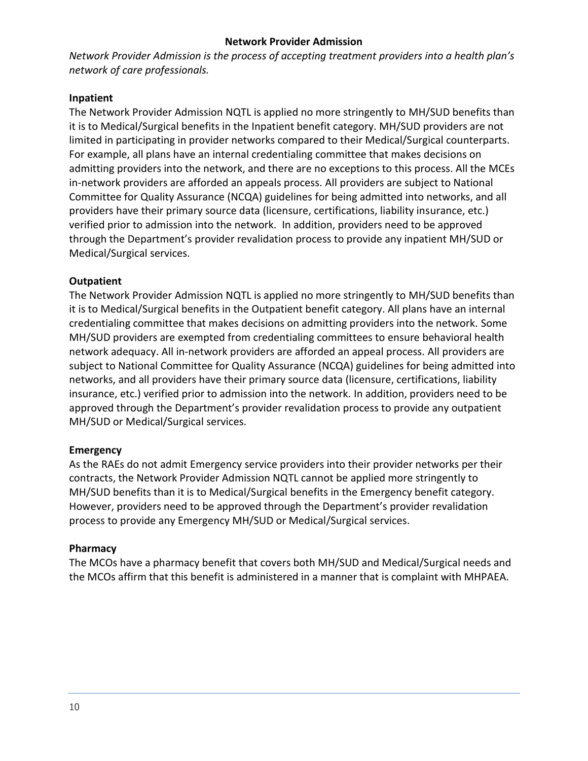## Network Provider Admission

*Network Provider Admission is the process of accepting treatment providers into a health plan's network of care professionals.*

### Inpatient

The Network Provider Admission NQTL is applied no more stringently to MH/SUD benefits than it is to Medical/Surgical benefits in the Inpatient benefit category. MH/SUD providers are not limited in participating in provider networks compared to their Medical/Surgical counterparts. For example, all plans have an internal credentialing committee that makes decisions on admitting providers into the network, and there are no exceptions to this process. All the MCEs in-network providers are afforded an appeals process. All providers are subject to National Committee for Quality Assurance (NCQA) guidelines for being admitted into networks, and all providers have their primary source data (licensure, certifications, liability insurance, etc.) verified prior to admission into the network. In addition, providers need to be approved through the Department's provider revalidation process to provide any inpatient MH/SUD or Medical/Surgical services.

### Outpatient

The Network Provider Admission NQTL is applied no more stringently to MH/SUD benefits than it is to Medical/Surgical benefits in the Outpatient benefit category. All plans have an internal credentialing committee that makes decisions on admitting providers into the network. Some MH/SUD providers are exempted from credentialing committees to ensure behavioral health network adequacy. All in-network providers are afforded an appeal process. All providers are subject to National Committee for Quality Assurance (NCQA) guidelines for being admitted into networks, and all providers have their primary source data (licensure, certifications, liability insurance, etc.) verified prior to admission into the network. In addition, providers need to be approved through the Department's provider revalidation process to provide any outpatient MH/SUD or Medical/Surgical services.

### Emergency

As the RAEs do not admit Emergency service providers into their provider networks per their contracts, the Network Provider Admission NQTL cannot be applied more stringently to MH/SUD benefits than it is to Medical/Surgical benefits in the Emergency benefit category. However, providers need to be approved through the Department's provider revalidation process to provide any Emergency MH/SUD or Medical/Surgical services.

### Pharmacy

The MCOs have a pharmacy benefit that covers both MH/SUD and Medical/Surgical needs and the MCOs affirm that this benefit is administered in a manner that is complaint with MHPAEA.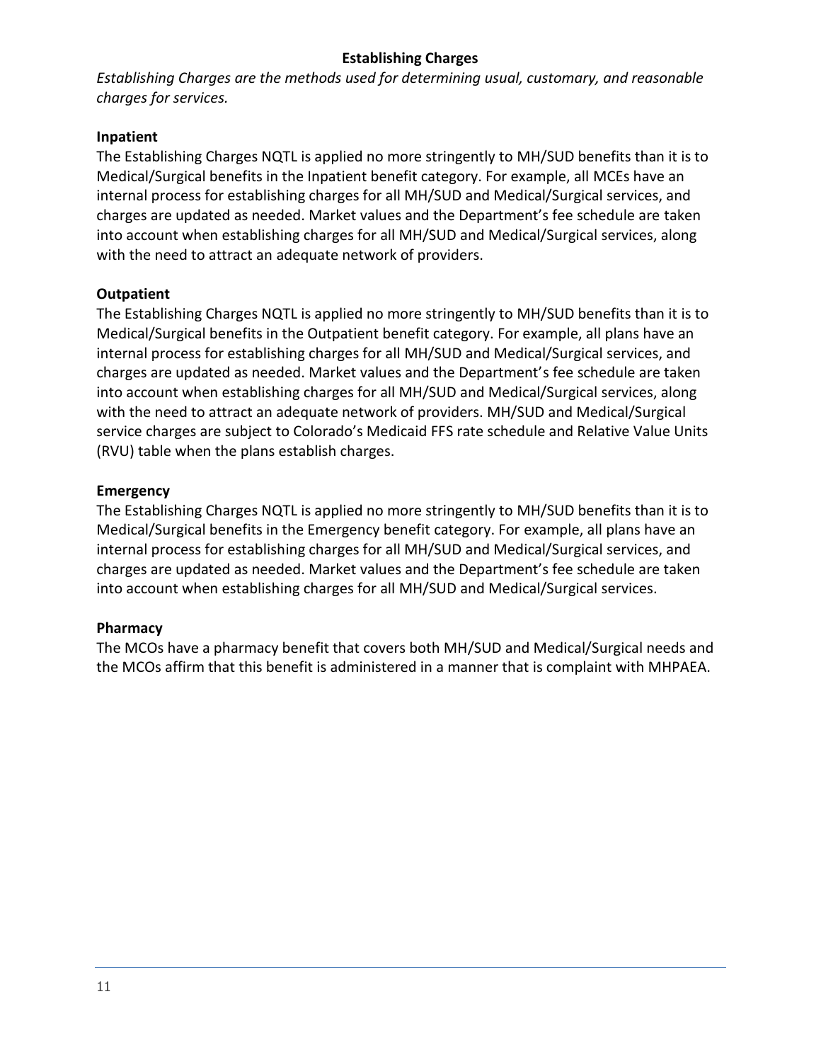## Establishing Charges

*Establishing Charges are the methods used for determining usual, customary, and reasonable charges for services.*

### Inpatient

The Establishing Charges NQTL is applied no more stringently to MH/SUD benefits than it is to Medical/Surgical benefits in the Inpatient benefit category. For example, all MCEs have an internal process for establishing charges for all MH/SUD and Medical/Surgical services, and charges are updated as needed. Market values and the Department's fee schedule are taken into account when establishing charges for all MH/SUD and Medical/Surgical services, along with the need to attract an adequate network of providers.

### Outpatient

The Establishing Charges NQTL is applied no more stringently to MH/SUD benefits than it is to Medical/Surgical benefits in the Outpatient benefit category. For example, all plans have an internal process for establishing charges for all MH/SUD and Medical/Surgical services, and charges are updated as needed. Market values and the Department's fee schedule are taken into account when establishing charges for all MH/SUD and Medical/Surgical services, along with the need to attract an adequate network of providers. MH/SUD and Medical/Surgical service charges are subject to Colorado's Medicaid FFS rate schedule and Relative Value Units (RVU) table when the plans establish charges.

### Emergency

The Establishing Charges NQTL is applied no more stringently to MH/SUD benefits than it is to Medical/Surgical benefits in the Emergency benefit category. For example, all plans have an internal process for establishing charges for all MH/SUD and Medical/Surgical services, and charges are updated as needed. Market values and the Department's fee schedule are taken into account when establishing charges for all MH/SUD and Medical/Surgical services.

### Pharmacy

The MCOs have a pharmacy benefit that covers both MH/SUD and Medical/Surgical needs and the MCOs affirm that this benefit is administered in a manner that is complaint with MHPAEA.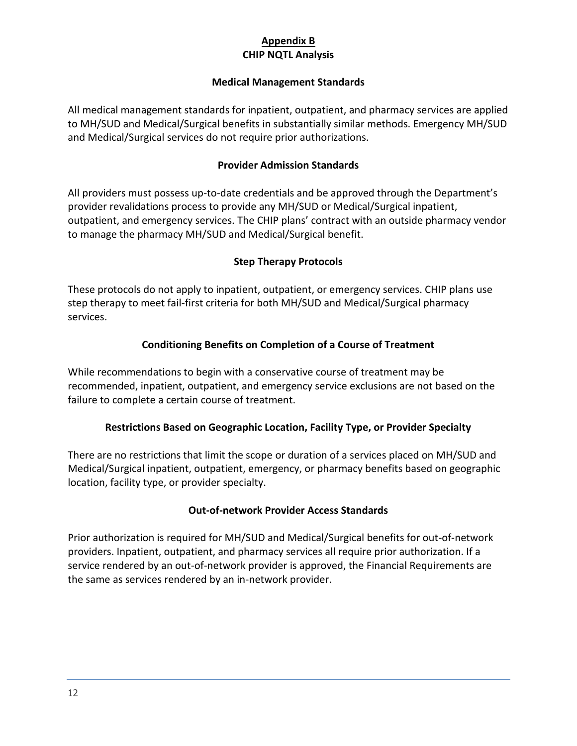# Appendix B

# CHIP NQTL Analysis

## Medical Management Standards

All medical management standards for inpatient, outpatient, and pharmacy services are applied to MH/SUD and Medical/Surgical benefits in substantially similar methods. Emergency MH/SUD and Medical/Surgical services do not require prior authorizations.

## Provider Admission Standards

All providers must possess up-to-date credentials and be approved through the Department's provider revalidations process to provide any MH/SUD or Medical/Surgical inpatient, outpatient, and emergency services. The CHIP plans' contract with an outside pharmacy vendor to manage the pharmacy MH/SUD and Medical/Surgical benefit.

## Step Therapy Protocols

These protocols do not apply to inpatient, outpatient, or emergency services. CHIP plans use step therapy to meet fail-first criteria for both MH/SUD and Medical/Surgical pharmacy services.

## Conditioning Benefits on Completion of a Course of Treatment

While recommendations to begin with a conservative course of treatment may be recommended, inpatient, outpatient, and emergency service exclusions are not based on the failure to complete a certain course of treatment.

## Restrictions Based on Geographic Location, Facility Type, or Provider Specialty

There are no restrictions that limit the scope or duration of a services placed on MH/SUD and Medical/Surgical inpatient, outpatient, emergency, or pharmacy benefits based on geographic location, facility type, or provider specialty.

## Out-of-network Provider Access Standards

Prior authorization is required for MH/SUD and Medical/Surgical benefits for out-of-network providers. Inpatient, outpatient, and pharmacy services all require prior authorization. If a service rendered by an out-of-network provider is approved, the Financial Requirements are the same as services rendered by an in-network provider.